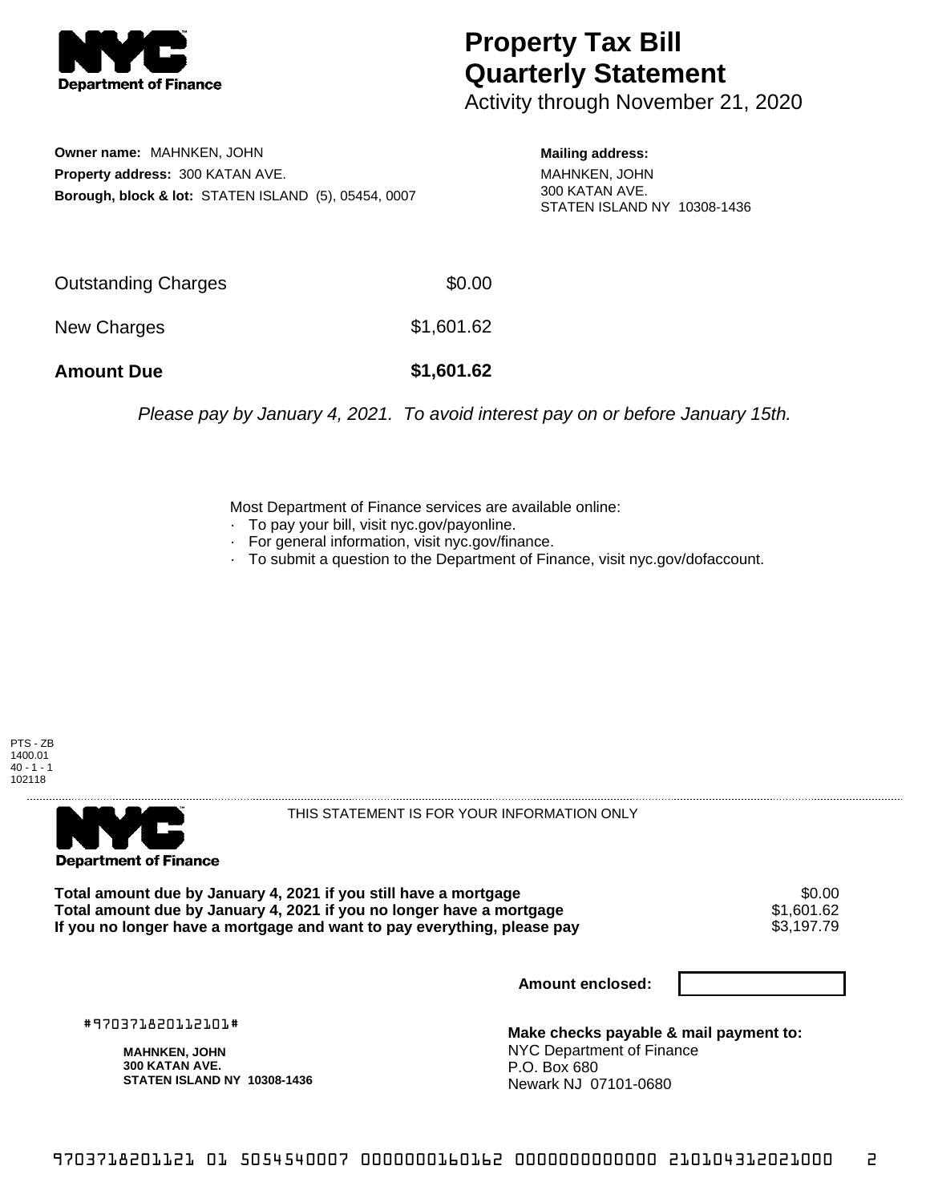# Property Tax Bill Quarterly Statement

Activity through November 21, 2020

**Owner name:** MAHNKEN, JOHN
**Property address:** 300 KATAN AVE.
**Borough, block & lot:** STATEN ISLAND (5), 05454, 0007

**Mailing address:**
MAHNKEN, JOHN
300 KATAN AVE.
STATEN ISLAND NY 10308-1436

| | |
|---|---|
| Outstanding Charges | $0.00 |
| New Charges | $1,601.62 |
| **Amount Due** | **$1,601.62** |

*Please pay by January 4, 2021. To avoid interest pay on or before January 15th.*

Most Department of Finance services are available online:
- To pay your bill, visit nyc.gov/payonline.
- For general information, visit nyc.gov/finance.
- To submit a question to the Department of Finance, visit nyc.gov/dofaccount.

PTS - ZB
1400.01
40 - 1 - 1
102118

THIS STATEMENT IS FOR YOUR INFORMATION ONLY

| | |
|---|---|
| **Total amount due by January 4, 2021 if you still have a mortgage** | $0.00 |
| **Total amount due by January 4, 2021 if you no longer have a mortgage** | $1,601.62 |
| **If you no longer have a mortgage and want to pay everything, please pay** | $3,197.79 |

**Amount enclosed:**

#970371820112101#

**MAHNKEN, JOHN**
**300 KATAN AVE.**
**STATEN ISLAND NY 10308-1436**

**Make checks payable & mail payment to:**
NYC Department of Finance
P.O. Box 680
Newark NJ 07101-0680

9703718201121 01 5054540007 0000000160162 0000000000000 210104312021000 2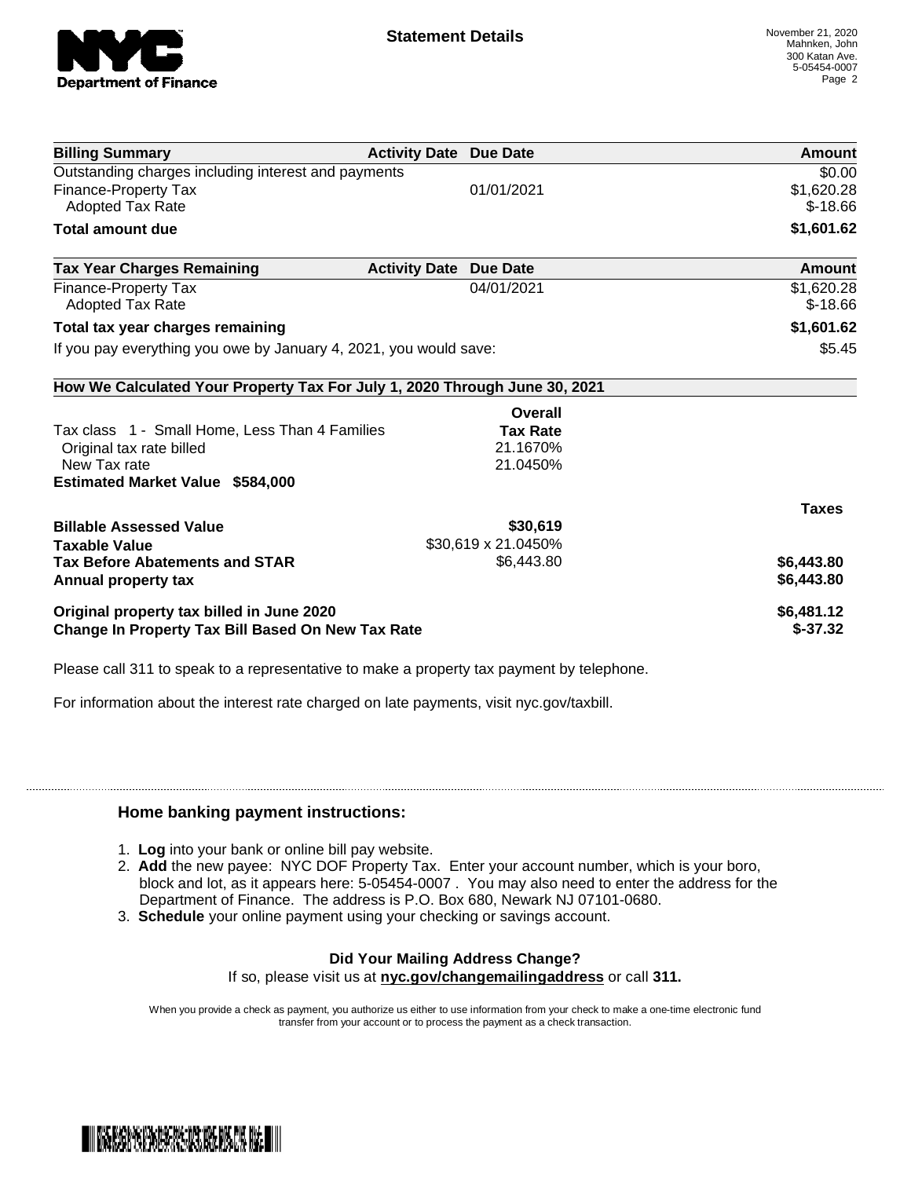NYC Department of Finance

## Statement Details

November 21, 2020
Mahnken, John
300 Katan Ave.
5-05454-0007

| Billing Summary | Activity Date | Due Date | Amount |
|---|---|---|---|
| Outstanding charges including interest and payments | | | $0.00 |
| Finance-Property Tax | | 01/01/2021 | $1,620.28 |
| Adopted Tax Rate | | | $-18.66 |
| **Total amount due** | | | **$1,601.62** |

| Tax Year Charges Remaining | Activity Date | Due Date | Amount |
|---|---|---|---|
| Finance-Property Tax | | 04/01/2021 | $1,620.28 |
| Adopted Tax Rate | | | $-18.66 |
| **Total tax year charges remaining** | | | **$1,601.62** |
| If you pay everything you owe by January 4, 2021, you would save: | | | $5.45 |

**How We Calculated Your Property Tax For July 1, 2020 Through June 30, 2021**

| | Overall Tax Rate | Taxes |
|---|---|---|
| Tax class 1 - Small Home, Less Than 4 Families | | |
| Original tax rate billed | 21.1670% | |
| New Tax rate | 21.0450% | |
| **Estimated Market Value $584,000** | | |
| **Billable Assessed Value** | **$30,619** | |
| **Taxable Value** | $30,619 x 21.0450% | |
| **Tax Before Abatements and STAR** | $6,443.80 | **$6,443.80** |
| **Annual property tax** | | **$6,443.80** |
| **Original property tax billed in June 2020** | | **$6,481.12** |
| **Change In Property Tax Bill Based On New Tax Rate** | | **$-37.32** |

Please call 311 to speak to a representative to make a property tax payment by telephone.

For information about the interest rate charged on late payments, visit nyc.gov/taxbill.

### Home banking payment instructions:

1. **Log** into your bank or online bill pay website.
2. **Add** the new payee: NYC DOF Property Tax. Enter your account number, which is your boro, block and lot, as it appears here: 5-05454-0007 . You may also need to enter the address for the Department of Finance. The address is P.O. Box 680, Newark NJ 07101-0680.
3. **Schedule** your online payment using your checking or savings account.

**Did Your Mailing Address Change?**
If so, please visit us at **nyc.gov/changemailingaddress** or call **311.**

When you provide a check as payment, you authorize us either to use information from your check to make a one-time electronic fund transfer from your account or to process the payment as a check transaction.